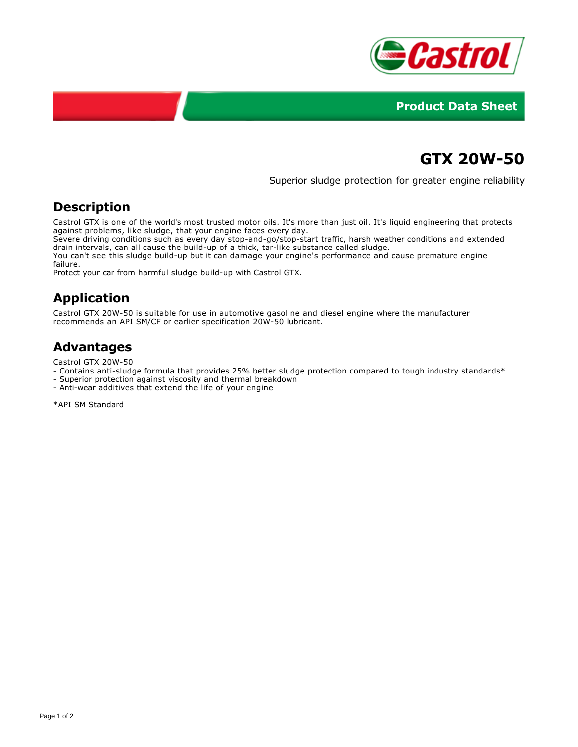Product Data Sheet

# GTX 20W-50

Superior sludge protection for greater engine reliability

## Description

Castrol GTX is one of the world's most trusted motor oils. It's more than just oil. It's liquid engineering that protects against problems, like sludge, that your engine faces every day.
Severe driving conditions such as every day stop-and-go/stop-start traffic, harsh weather conditions and extended drain intervals, can all cause the build-up of a thick, tar-like substance called sludge.
You can't see this sludge build-up but it can damage your engine's performance and cause premature engine failure.
Protect your car from harmful sludge build-up with Castrol GTX.

## Application

Castrol GTX 20W-50 is suitable for use in automotive gasoline and diesel engine where the manufacturer recommends an API SM/CF or earlier specification 20W-50 lubricant.

## Advantages

Castrol GTX 20W-50
- Contains anti-sludge formula that provides 25% better sludge protection compared to tough industry standards*
- Superior protection against viscosity and thermal breakdown
- Anti-wear additives that extend the life of your engine

*API SM Standard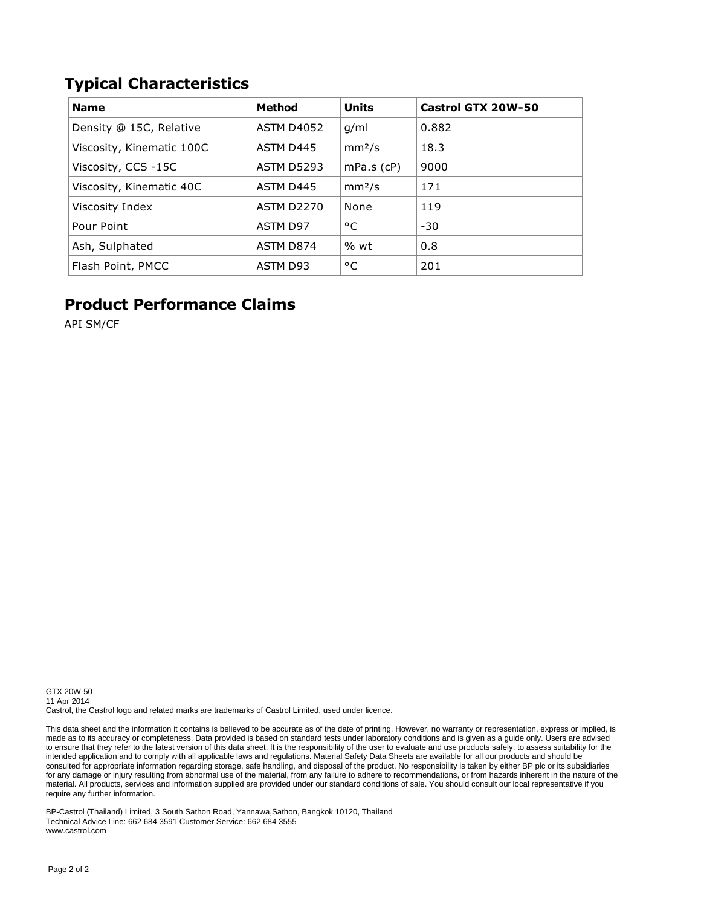## Typical Characteristics

| Name | Method | Units | Castrol GTX 20W-50 |
| --- | --- | --- | --- |
| Density @ 15C, Relative | ASTM D4052 | g/ml | 0.882 |
| Viscosity, Kinematic 100C | ASTM D445 | $mm^2/s$ | 18.3 |
| Viscosity, CCS -15C | ASTM D5293 | mPa.s (cP) | 9000 |
| Viscosity, Kinematic 40C | ASTM D445 | $mm^2/s$ | 171 |
| Viscosity Index | ASTM D2270 | None | 119 |
| Pour Point | ASTM D97 | °C | -30 |
| Ash, Sulphated | ASTM D874 | % wt | 0.8 |
| Flash Point, PMCC | ASTM D93 | °C | 201 |

## Product Performance Claims

API SM/CF

GTX 20W-50
11 Apr 2014
Castrol, the Castrol logo and related marks are trademarks of Castrol Limited, used under licence.

This data sheet and the information it contains is believed to be accurate as of the date of printing. However, no warranty or representation, express or implied, is made as to its accuracy or completeness. Data provided is based on standard tests under laboratory conditions and is given as a guide only. Users are advised to ensure that they refer to the latest version of this data sheet. It is the responsibility of the user to evaluate and use products safely, to assess suitability for the intended application and to comply with all applicable laws and regulations. Material Safety Data Sheets are available for all our products and should be consulted for appropriate information regarding storage, safe handling, and disposal of the product. No responsibility is taken by either BP plc or its subsidiaries for any damage or injury resulting from abnormal use of the material, from any failure to adhere to recommendations, or from hazards inherent in the nature of the material. All products, services and information supplied are provided under our standard conditions of sale. You should consult our local representative if you require any further information.

BP-Castrol (Thailand) Limited, 3 South Sathon Road, Yannawa,Sathon, Bangkok 10120, Thailand
Technical Advice Line: 662 684 3591 Customer Service: 662 684 3555
www.castrol.com